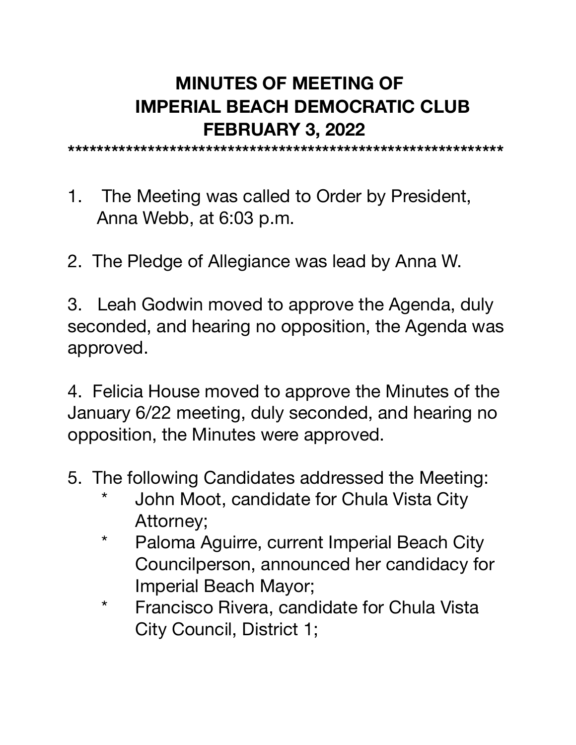# MINUTES OF MEETING OF IMPERIAL BEACH DEMOCRATIC CLUB FEBRUARY 3, 2022

************************************************************

1. The Meeting was called to Order by President, Anna Webb, at 6:03 p.m.

2. The Pledge of Allegiance was lead by Anna W.

3. Leah Godwin moved to approve the Agenda, duly seconded, and hearing no opposition, the Agenda was approved.

4. Felicia House moved to approve the Minutes of the January 6/22 meeting, duly seconded, and hearing no opposition, the Minutes were approved.

5. The following Candidates addressed the Meeting:
   * John Moot, candidate for Chula Vista City Attorney;
   * Paloma Aguirre, current Imperial Beach City Councilperson, announced her candidacy for Imperial Beach Mayor;
   * Francisco Rivera, candidate for Chula Vista City Council, District 1;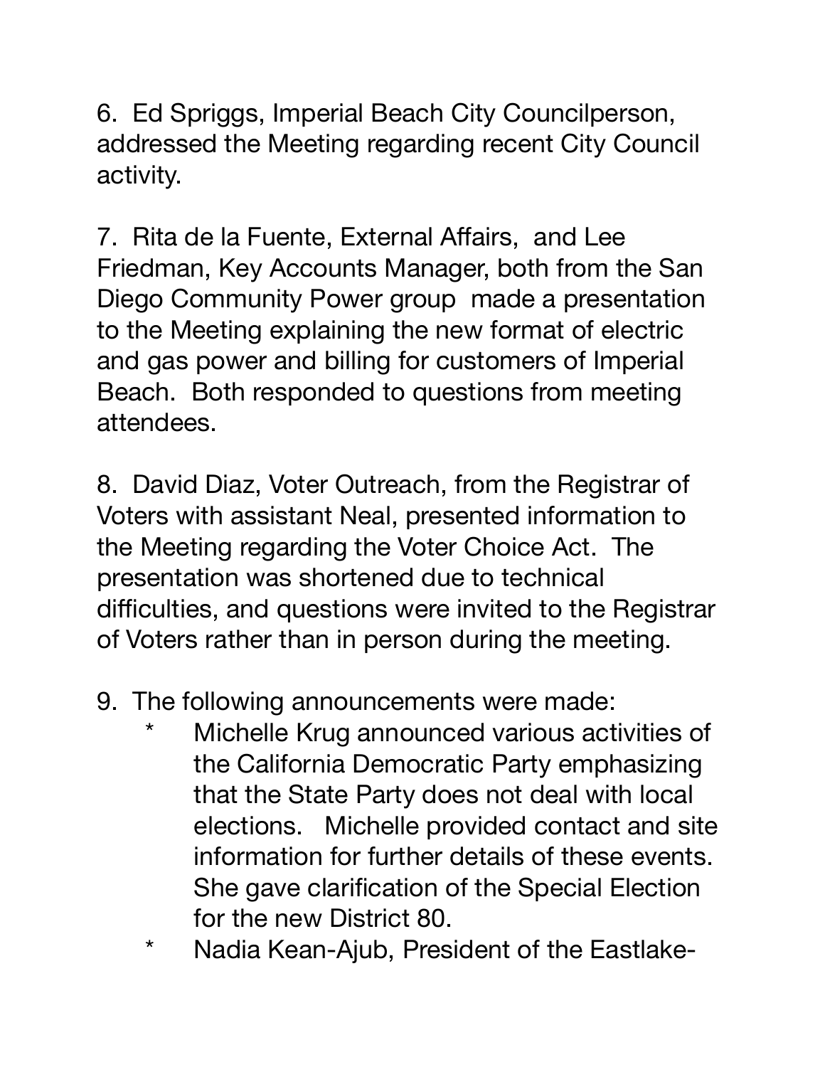6. Ed Spriggs, Imperial Beach City Councilperson, addressed the Meeting regarding recent City Council activity.

7. Rita de la Fuente, External Affairs, and Lee Friedman, Key Accounts Manager, both from the San Diego Community Power group made a presentation to the Meeting explaining the new format of electric and gas power and billing for customers of Imperial Beach. Both responded to questions from meeting attendees.

8. David Diaz, Voter Outreach, from the Registrar of Voters with assistant Neal, presented information to the Meeting regarding the Voter Choice Act. The presentation was shortened due to technical difficulties, and questions were invited to the Registrar of Voters rather than in person during the meeting.

9. The following announcements were made:
   * Michelle Krug announced various activities of the California Democratic Party emphasizing that the State Party does not deal with local elections. Michelle provided contact and site information for further details of these events. She gave clarification of the Special Election for the new District 80.
   * Nadia Kean-Ajub, President of the Eastlake-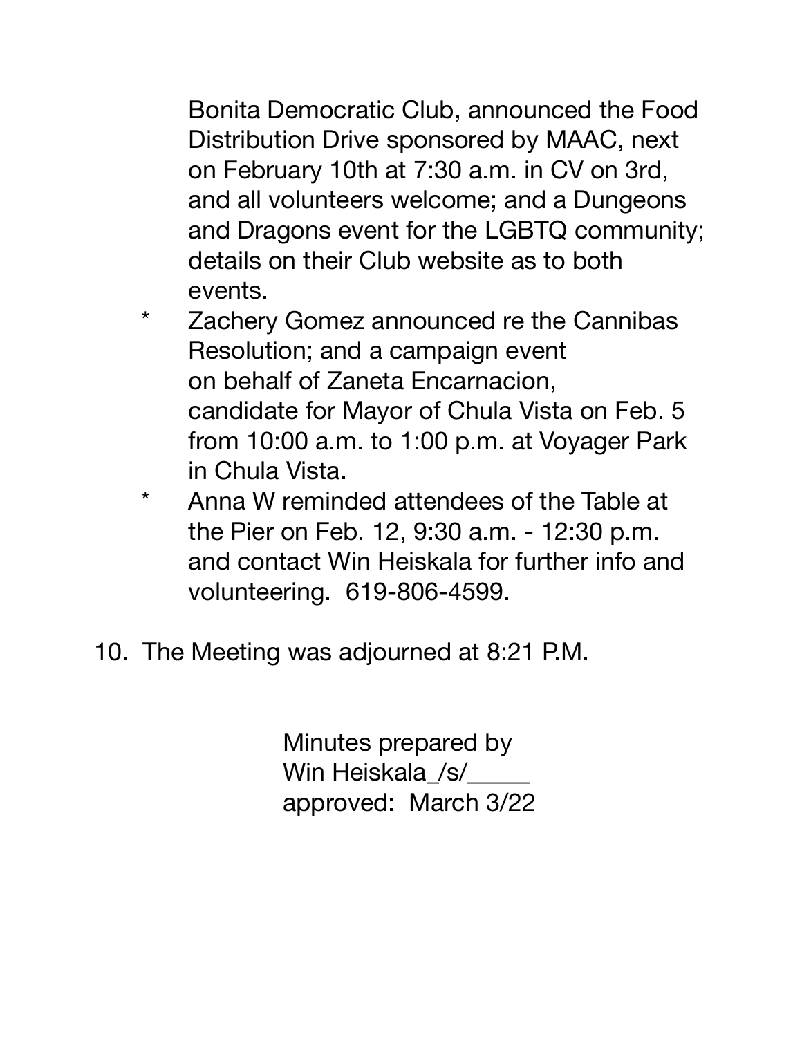Bonita Democratic Club, announced the Food Distribution Drive sponsored by MAAC, next on February 10th at 7:30 a.m. in CV on 3rd, and all volunteers welcome; and a Dungeons and Dragons event for the LGBTQ community; details on their Club website as to both events.

* Zachery Gomez announced re the Cannibas Resolution; and a campaign event on behalf of Zaneta Encarnacion, candidate for Mayor of Chula Vista on Feb. 5 from 10:00 a.m. to 1:00 p.m. at Voyager Park in Chula Vista.
* Anna W reminded attendees of the Table at the Pier on Feb. 12, 9:30 a.m. - 12:30 p.m. and contact Win Heiskala for further info and volunteering. 619-806-4599.

10. The Meeting was adjourned at 8:21 P.M.

Minutes prepared by
Win Heiskala_/s/_____
approved: March 3/22